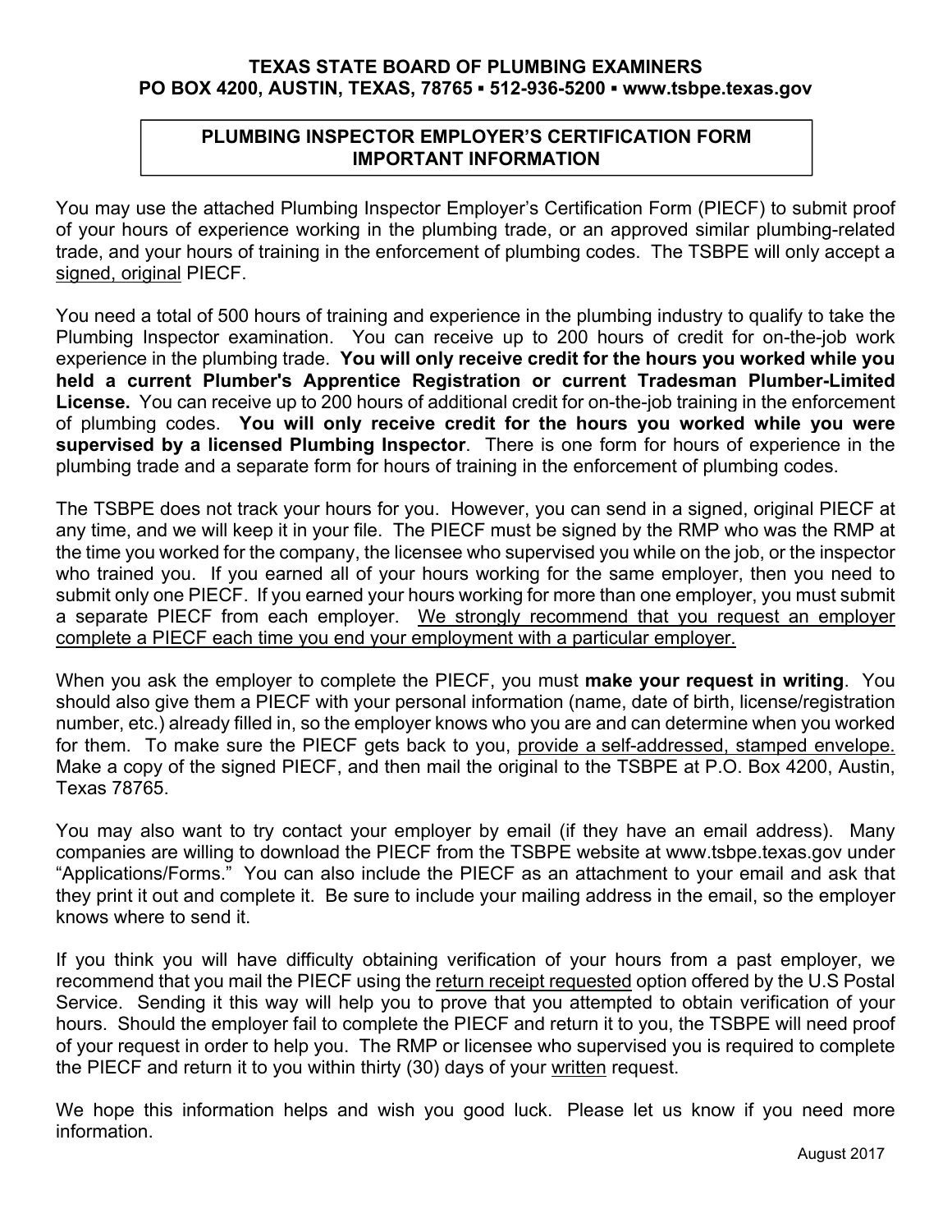**TEXAS STATE BOARD OF PLUMBING EXAMINERS**
**PO BOX 4200, AUSTIN, TEXAS, 78765 ▪ 512-936-5200 ▪ www.tsbpe.texas.gov**

# PLUMBING INSPECTOR EMPLOYER'S CERTIFICATION FORM IMPORTANT INFORMATION

You may use the attached Plumbing Inspector Employer's Certification Form (PIECF) to submit proof of your hours of experience working in the plumbing trade, or an approved similar plumbing-related trade, and your hours of training in the enforcement of plumbing codes. The TSBPE will only accept a signed, original PIECF.

You need a total of 500 hours of training and experience in the plumbing industry to qualify to take the Plumbing Inspector examination. You can receive up to 200 hours of credit for on-the-job work experience in the plumbing trade. **You will only receive credit for the hours you worked while you held a current Plumber's Apprentice Registration or current Tradesman Plumber-Limited License.** You can receive up to 200 hours of additional credit for on-the-job training in the enforcement of plumbing codes. **You will only receive credit for the hours you worked while you were supervised by a licensed Plumbing Inspector**. There is one form for hours of experience in the plumbing trade and a separate form for hours of training in the enforcement of plumbing codes.

The TSBPE does not track your hours for you. However, you can send in a signed, original PIECF at any time, and we will keep it in your file. The PIECF must be signed by the RMP who was the RMP at the time you worked for the company, the licensee who supervised you while on the job, or the inspector who trained you. If you earned all of your hours working for the same employer, then you need to submit only one PIECF. If you earned your hours working for more than one employer, you must submit a separate PIECF from each employer. We strongly recommend that you request an employer complete a PIECF each time you end your employment with a particular employer.

When you ask the employer to complete the PIECF, you must **make your request in writing**. You should also give them a PIECF with your personal information (name, date of birth, license/registration number, etc.) already filled in, so the employer knows who you are and can determine when you worked for them. To make sure the PIECF gets back to you, provide a self-addressed, stamped envelope. Make a copy of the signed PIECF, and then mail the original to the TSBPE at P.O. Box 4200, Austin, Texas 78765.

You may also want to try contact your employer by email (if they have an email address). Many companies are willing to download the PIECF from the TSBPE website at www.tsbpe.texas.gov under "Applications/Forms." You can also include the PIECF as an attachment to your email and ask that they print it out and complete it. Be sure to include your mailing address in the email, so the employer knows where to send it.

If you think you will have difficulty obtaining verification of your hours from a past employer, we recommend that you mail the PIECF using the return receipt requested option offered by the U.S Postal Service. Sending it this way will help you to prove that you attempted to obtain verification of your hours. Should the employer fail to complete the PIECF and return it to you, the TSBPE will need proof of your request in order to help you. The RMP or licensee who supervised you is required to complete the PIECF and return it to you within thirty (30) days of your written request.

We hope this information helps and wish you good luck. Please let us know if you need more information.

August 2017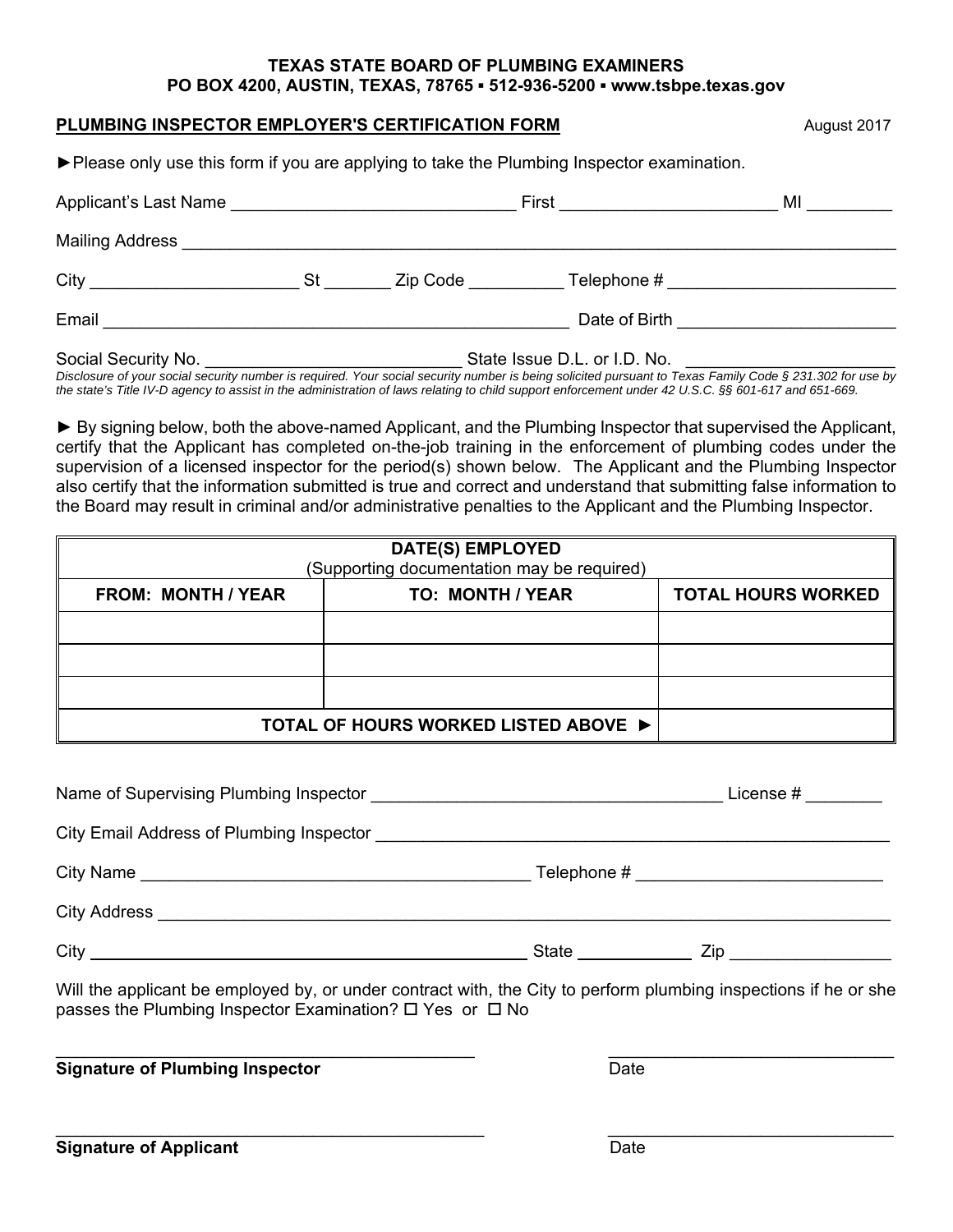**TEXAS STATE BOARD OF PLUMBING EXAMINERS**
**PO BOX 4200, AUSTIN, TEXAS, 78765 ▪ 512-936-5200 ▪ www.tsbpe.texas.gov**

**PLUMBING INSPECTOR EMPLOYER'S CERTIFICATION FORM** August 2017

►Please only use this form if you are applying to take the Plumbing Inspector examination.

Applicant's Last Name ______________________________ First ______________________ MI _________

Mailing Address ____________________________________________________________________________

City _____________________ St _______ Zip Code __________ Telephone # ________________________

Email _______________________________________________ Date of Birth _______________________

Social Security No. ___________________________ State Issue D.L. or I.D. No. ____________________

*Disclosure of your social security number is required. Your social security number is being solicited pursuant to Texas Family Code § 231.302 for use by the state's Title IV-D agency to assist in the administration of laws relating to child support enforcement under 42 U.S.C. §§ 601-617 and 651-669.*

► By signing below, both the above-named Applicant, and the Plumbing Inspector that supervised the Applicant, certify that the Applicant has completed on-the-job training in the enforcement of plumbing codes under the supervision of a licensed inspector for the period(s) shown below. The Applicant and the Plumbing Inspector also certify that the information submitted is true and correct and understand that submitting false information to the Board may result in criminal and/or administrative penalties to the Applicant and the Plumbing Inspector.

| **DATE(S) EMPLOYED** (Supporting documentation may be required) | | |
|---|---|---|
| **FROM: MONTH / YEAR** | **TO: MONTH / YEAR** | **TOTAL HOURS WORKED** |
| | | |
| | | |
| | | |
| | **TOTAL OF HOURS WORKED LISTED ABOVE ►** | |

Name of Supervising Plumbing Inspector ____________________________________ License # ________

City Email Address of Plumbing Inspector _______________________________________________________

City Name _________________________________________ Telephone # __________________________

City Address _______________________________________________________________________________

City ______________________________________________ State ____________ Zip ________________

Will the applicant be employed by, or under contract with, the City to perform plumbing inspections if he or she passes the Plumbing Inspector Examination? ☐ Yes or ☐ No

_____________________________________________ ______________________________
**Signature of Plumbing Inspector** Date

_____________________________________________ ______________________________
**Signature of Applicant** Date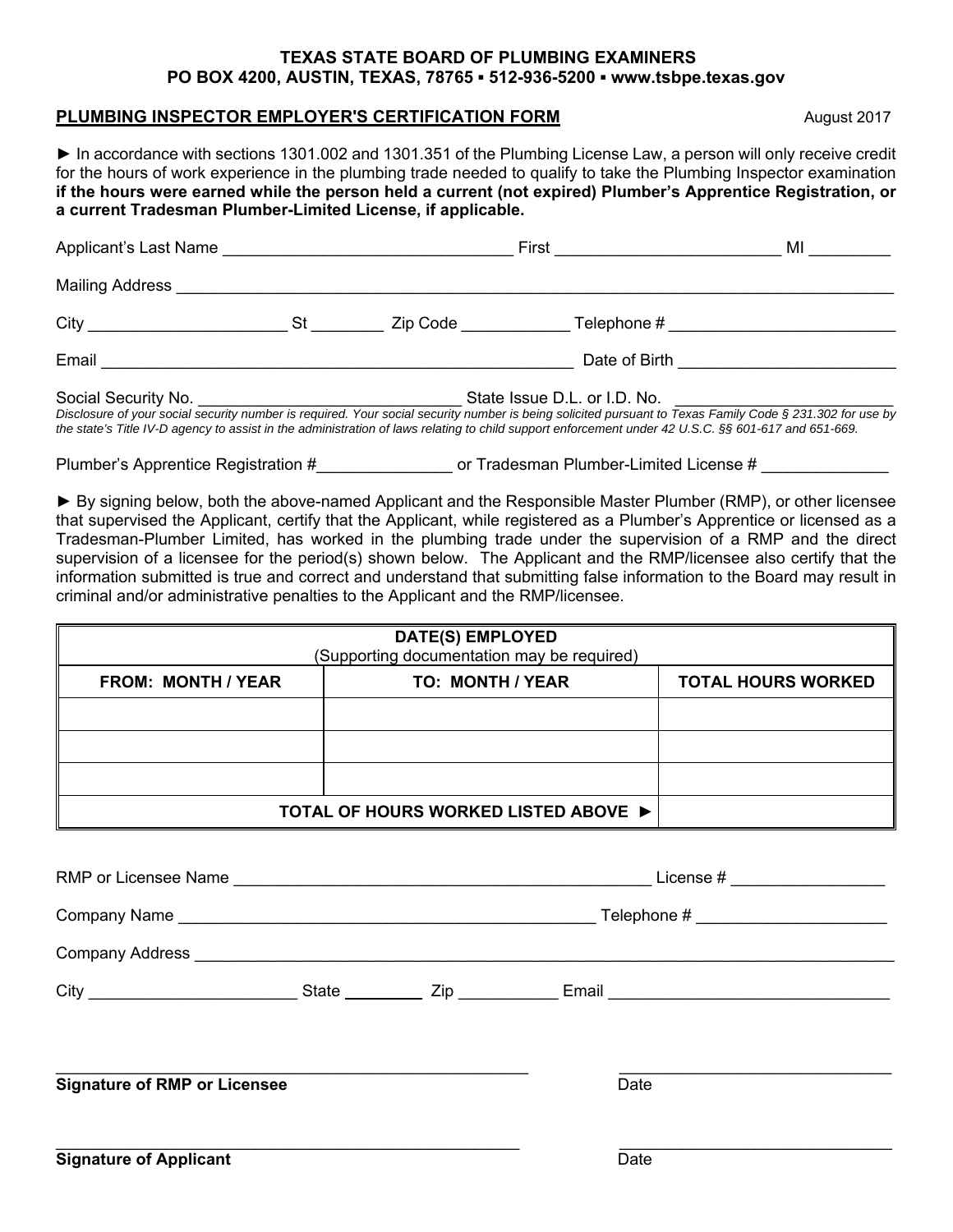**TEXAS STATE BOARD OF PLUMBING EXAMINERS**
**PO BOX 4200, AUSTIN, TEXAS, 78765 ▪ 512-936-5200 ▪ www.tsbpe.texas.gov**

## PLUMBING INSPECTOR EMPLOYER'S CERTIFICATION FORM

August 2017

► In accordance with sections 1301.002 and 1301.351 of the Plumbing License Law, a person will only receive credit for the hours of work experience in the plumbing trade needed to qualify to take the Plumbing Inspector examination **if the hours were earned while the person held a current (not expired) Plumber's Apprentice Registration, or a current Tradesman Plumber-Limited License, if applicable.**

Applicant's Last Name ______________________________ First ________________________ MI ________

Mailing Address ________________________________________________________________________________

City ____________________ St ________ Zip Code ___________ Telephone # ________________________

Email ________________________________________________ Date of Birth _______________________

Social Security No. ____________________________ State Issue D.L. or I.D. No. _______________________

*Disclosure of your social security number is required. Your social security number is being solicited pursuant to Texas Family Code § 231.302 for use by the state's Title IV-D agency to assist in the administration of laws relating to child support enforcement under 42 U.S.C. §§ 601-617 and 651-669.*

Plumber's Apprentice Registration #______________ or Tradesman Plumber-Limited License # _____________

► By signing below, both the above-named Applicant and the Responsible Master Plumber (RMP), or other licensee that supervised the Applicant, certify that the Applicant, while registered as a Plumber's Apprentice or licensed as a Tradesman-Plumber Limited, has worked in the plumbing trade under the supervision of a RMP and the direct supervision of a licensee for the period(s) shown below. The Applicant and the RMP/licensee also certify that the information submitted is true and correct and understand that submitting false information to the Board may result in criminal and/or administrative penalties to the Applicant and the RMP/licensee.

| **DATE(S) EMPLOYED** (Supporting documentation may be required) | | |
|---|---|---|
| **FROM: MONTH / YEAR** | **TO: MONTH / YEAR** | **TOTAL HOURS WORKED** |
| | | |
| | | |
| | | |
| | **TOTAL OF HOURS WORKED LISTED ABOVE ►** | |

RMP or Licensee Name ______________________________________________ License # ________________

Company Name _____________________________________________ Telephone # ____________________

Company Address ________________________________________________________________________________

City _____________________ State ________ Zip __________ Email _____________________________

_______________________________________________ ___________________________
**Signature of RMP or Licensee** Date

_______________________________________________ ___________________________
**Signature of Applicant** Date